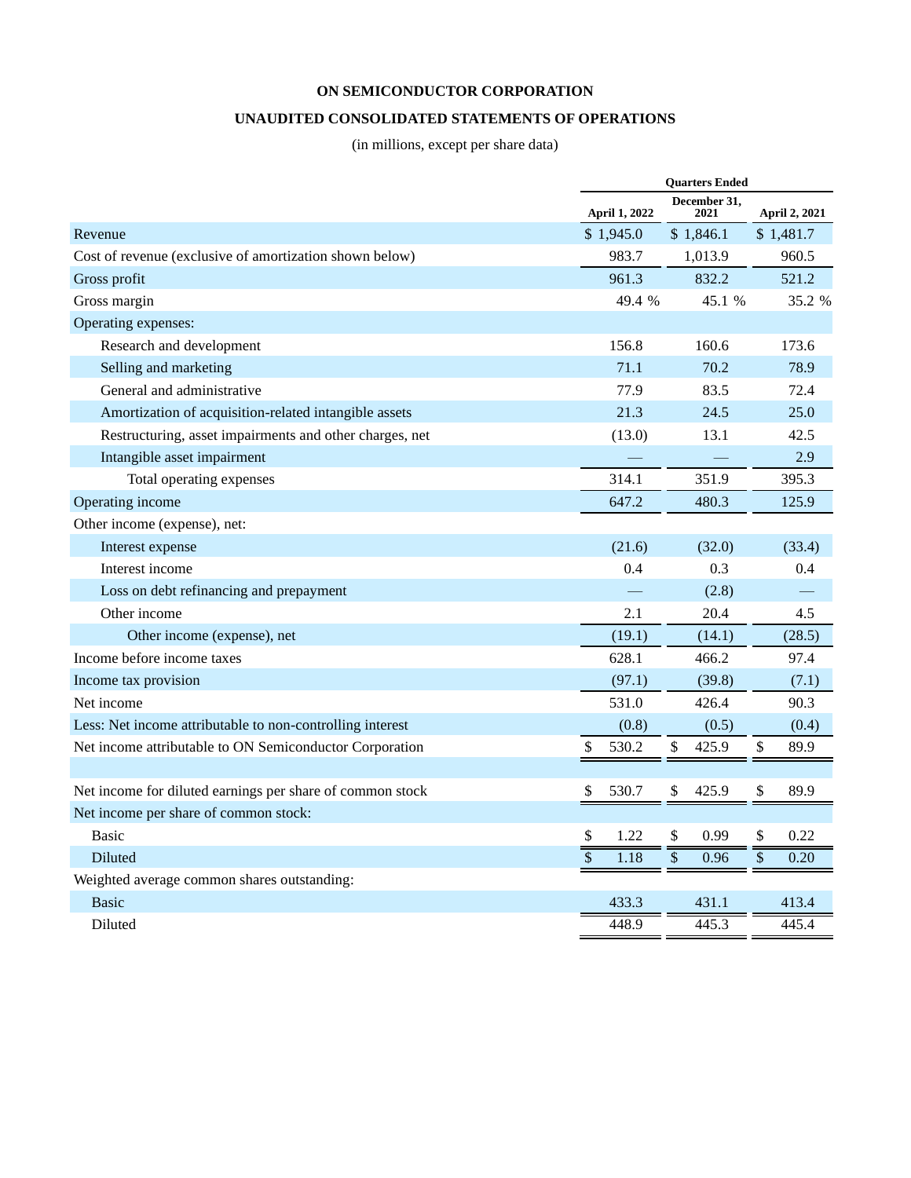**ON SEMICONDUCTOR CORPORATION**

**UNAUDITED CONSOLIDATED STATEMENTS OF OPERATIONS**

(in millions, except per share data)

| | Quarters Ended | | |
|---|---|---|---|
| | April 1, 2022 | December 31, 2021 | April 2, 2021 |
| Revenue | $ 1,945.0 | $ 1,846.1 | $ 1,481.7 |
| Cost of revenue (exclusive of amortization shown below) | 983.7 | 1,013.9 | 960.5 |
| Gross profit | 961.3 | 832.2 | 521.2 |
| Gross margin | 49.4 % | 45.1 % | 35.2 % |
| Operating expenses: | | | |
| Research and development | 156.8 | 160.6 | 173.6 |
| Selling and marketing | 71.1 | 70.2 | 78.9 |
| General and administrative | 77.9 | 83.5 | 72.4 |
| Amortization of acquisition-related intangible assets | 21.3 | 24.5 | 25.0 |
| Restructuring, asset impairments and other charges, net | (13.0) | 13.1 | 42.5 |
| Intangible asset impairment | — | — | 2.9 |
| Total operating expenses | 314.1 | 351.9 | 395.3 |
| Operating income | 647.2 | 480.3 | 125.9 |
| Other income (expense), net: | | | |
| Interest expense | (21.6) | (32.0) | (33.4) |
| Interest income | 0.4 | 0.3 | 0.4 |
| Loss on debt refinancing and prepayment | — | (2.8) | — |
| Other income | 2.1 | 20.4 | 4.5 |
| Other income (expense), net | (19.1) | (14.1) | (28.5) |
| Income before income taxes | 628.1 | 466.2 | 97.4 |
| Income tax provision | (97.1) | (39.8) | (7.1) |
| Net income | 531.0 | 426.4 | 90.3 |
| Less: Net income attributable to non-controlling interest | (0.8) | (0.5) | (0.4) |
| Net income attributable to ON Semiconductor Corporation | $ 530.2 | $ 425.9 | $ 89.9 |
| | | | |
| Net income for diluted earnings per share of common stock | $ 530.7 | $ 425.9 | $ 89.9 |
| Net income per share of common stock: | | | |
| Basic | $ 1.22 | $ 0.99 | $ 0.22 |
| Diluted | $ 1.18 | $ 0.96 | $ 0.20 |
| Weighted average common shares outstanding: | | | |
| Basic | 433.3 | 431.1 | 413.4 |
| Diluted | 448.9 | 445.3 | 445.4 |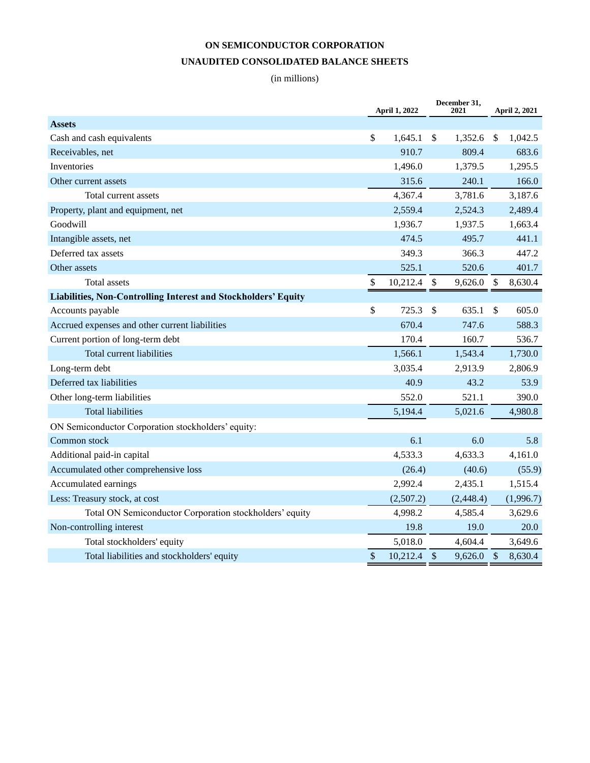# ON SEMICONDUCTOR CORPORATION

## UNAUDITED CONSOLIDATED BALANCE SHEETS

(in millions)

| | April 1, 2022 | December 31, 2021 | April 2, 2021 |
|---|---|---|---|
| **Assets** | | | |
| Cash and cash equivalents | $ 1,645.1 | $ 1,352.6 | $ 1,042.5 |
| Receivables, net | 910.7 | 809.4 | 683.6 |
| Inventories | 1,496.0 | 1,379.5 | 1,295.5 |
| Other current assets | 315.6 | 240.1 | 166.0 |
| Total current assets | 4,367.4 | 3,781.6 | 3,187.6 |
| Property, plant and equipment, net | 2,559.4 | 2,524.3 | 2,489.4 |
| Goodwill | 1,936.7 | 1,937.5 | 1,663.4 |
| Intangible assets, net | 474.5 | 495.7 | 441.1 |
| Deferred tax assets | 349.3 | 366.3 | 447.2 |
| Other assets | 525.1 | 520.6 | 401.7 |
| Total assets | $ 10,212.4 | $ 9,626.0 | $ 8,630.4 |
| **Liabilities, Non-Controlling Interest and Stockholders' Equity** | | | |
| Accounts payable | $ 725.3 | $ 635.1 | $ 605.0 |
| Accrued expenses and other current liabilities | 670.4 | 747.6 | 588.3 |
| Current portion of long-term debt | 170.4 | 160.7 | 536.7 |
| Total current liabilities | 1,566.1 | 1,543.4 | 1,730.0 |
| Long-term debt | 3,035.4 | 2,913.9 | 2,806.9 |
| Deferred tax liabilities | 40.9 | 43.2 | 53.9 |
| Other long-term liabilities | 552.0 | 521.1 | 390.0 |
| Total liabilities | 5,194.4 | 5,021.6 | 4,980.8 |
| ON Semiconductor Corporation stockholders' equity: | | | |
| Common stock | 6.1 | 6.0 | 5.8 |
| Additional paid-in capital | 4,533.3 | 4,633.3 | 4,161.0 |
| Accumulated other comprehensive loss | (26.4) | (40.6) | (55.9) |
| Accumulated earnings | 2,992.4 | 2,435.1 | 1,515.4 |
| Less: Treasury stock, at cost | (2,507.2) | (2,448.4) | (1,996.7) |
| Total ON Semiconductor Corporation stockholders' equity | 4,998.2 | 4,585.4 | 3,629.6 |
| Non-controlling interest | 19.8 | 19.0 | 20.0 |
| Total stockholders' equity | 5,018.0 | 4,604.4 | 3,649.6 |
| Total liabilities and stockholders' equity | $ 10,212.4 | $ 9,626.0 | $ 8,630.4 |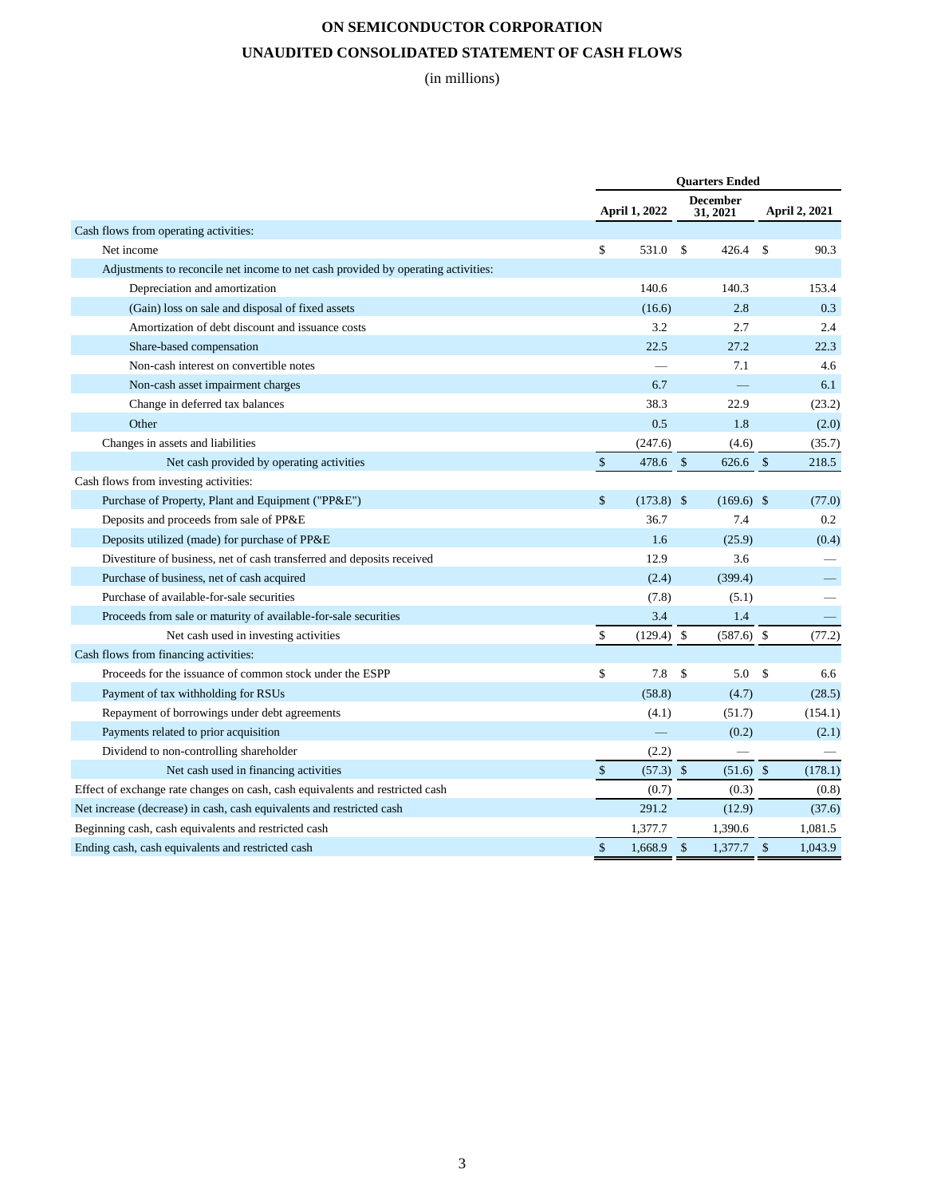# ON SEMICONDUCTOR CORPORATION

# UNAUDITED CONSOLIDATED STATEMENT OF CASH FLOWS

(in millions)

| | Quarters Ended | | |
|---|---|---|---|
| | April 1, 2022 | December 31, 2021 | April 2, 2021 |
| Cash flows from operating activities: | | | |
| Net income | $ 531.0 | $ 426.4 | $ 90.3 |
| Adjustments to reconcile net income to net cash provided by operating activities: | | | |
| Depreciation and amortization | 140.6 | 140.3 | 153.4 |
| (Gain) loss on sale and disposal of fixed assets | (16.6) | 2.8 | 0.3 |
| Amortization of debt discount and issuance costs | 3.2 | 2.7 | 2.4 |
| Share-based compensation | 22.5 | 27.2 | 22.3 |
| Non-cash interest on convertible notes | — | 7.1 | 4.6 |
| Non-cash asset impairment charges | 6.7 | — | 6.1 |
| Change in deferred tax balances | 38.3 | 22.9 | (23.2) |
| Other | 0.5 | 1.8 | (2.0) |
| Changes in assets and liabilities | (247.6) | (4.6) | (35.7) |
| Net cash provided by operating activities | $ 478.6 | $ 626.6 | $ 218.5 |
| Cash flows from investing activities: | | | |
| Purchase of Property, Plant and Equipment ("PP&E") | $ (173.8) | $ (169.6) | $ (77.0) |
| Deposits and proceeds from sale of PP&E | 36.7 | 7.4 | 0.2 |
| Deposits utilized (made) for purchase of PP&E | 1.6 | (25.9) | (0.4) |
| Divestiture of business, net of cash transferred and deposits received | 12.9 | 3.6 | — |
| Purchase of business, net of cash acquired | (2.4) | (399.4) | — |
| Purchase of available-for-sale securities | (7.8) | (5.1) | — |
| Proceeds from sale or maturity of available-for-sale securities | 3.4 | 1.4 | — |
| Net cash used in investing activities | $ (129.4) | $ (587.6) | $ (77.2) |
| Cash flows from financing activities: | | | |
| Proceeds for the issuance of common stock under the ESPP | $ 7.8 | $ 5.0 | $ 6.6 |
| Payment of tax withholding for RSUs | (58.8) | (4.7) | (28.5) |
| Repayment of borrowings under debt agreements | (4.1) | (51.7) | (154.1) |
| Payments related to prior acquisition | — | (0.2) | (2.1) |
| Dividend to non-controlling shareholder | (2.2) | — | — |
| Net cash used in financing activities | $ (57.3) | $ (51.6) | $ (178.1) |
| Effect of exchange rate changes on cash, cash equivalents and restricted cash | (0.7) | (0.3) | (0.8) |
| Net increase (decrease) in cash, cash equivalents and restricted cash | 291.2 | (12.9) | (37.6) |
| Beginning cash, cash equivalents and restricted cash | 1,377.7 | 1,390.6 | 1,081.5 |
| Ending cash, cash equivalents and restricted cash | $ 1,668.9 | $ 1,377.7 | $ 1,043.9 |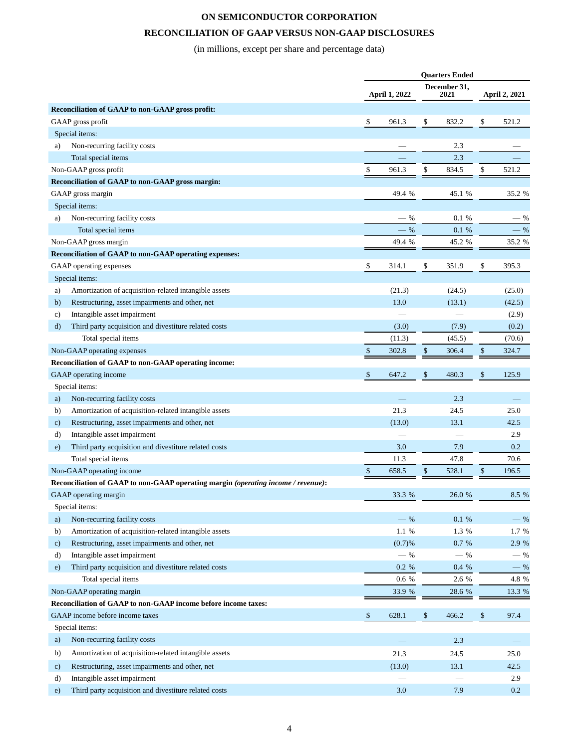# ON SEMICONDUCTOR CORPORATION

## RECONCILIATION OF GAAP VERSUS NON-GAAP DISCLOSURES

(in millions, except per share and percentage data)

| | Quarters Ended | | |
|---|---|---|---|
| | April 1, 2022 | December 31, 2021 | April 2, 2021 |
| **Reconciliation of GAAP to non-GAAP gross profit:** | | | |
| GAAP gross profit | $ 961.3 | $ 832.2 | $ 521.2 |
| Special items: | | | |
| a) Non-recurring facility costs | — | 2.3 | — |
| Total special items | — | 2.3 | — |
| Non-GAAP gross profit | $ 961.3 | $ 834.5 | $ 521.2 |
| **Reconciliation of GAAP to non-GAAP gross margin:** | | | |
| GAAP gross margin | 49.4 % | 45.1 % | 35.2 % |
| Special items: | | | |
| a) Non-recurring facility costs | — % | 0.1 % | — % |
| Total special items | — % | 0.1 % | — % |
| Non-GAAP gross margin | 49.4 % | 45.2 % | 35.2 % |
| **Reconciliation of GAAP to non-GAAP operating expenses:** | | | |
| GAAP operating expenses | $ 314.1 | $ 351.9 | $ 395.3 |
| Special items: | | | |
| a) Amortization of acquisition-related intangible assets | (21.3) | (24.5) | (25.0) |
| b) Restructuring, asset impairments and other, net | 13.0 | (13.1) | (42.5) |
| c) Intangible asset impairment | — | — | (2.9) |
| d) Third party acquisition and divestiture related costs | (3.0) | (7.9) | (0.2) |
| Total special items | (11.3) | (45.5) | (70.6) |
| Non-GAAP operating expenses | $ 302.8 | $ 306.4 | $ 324.7 |
| **Reconciliation of GAAP to non-GAAP operating income:** | | | |
| GAAP operating income | $ 647.2 | $ 480.3 | $ 125.9 |
| Special items: | | | |
| a) Non-recurring facility costs | — | 2.3 | — |
| b) Amortization of acquisition-related intangible assets | 21.3 | 24.5 | 25.0 |
| c) Restructuring, asset impairments and other, net | (13.0) | 13.1 | 42.5 |
| d) Intangible asset impairment | — | — | 2.9 |
| e) Third party acquisition and divestiture related costs | 3.0 | 7.9 | 0.2 |
| Total special items | 11.3 | 47.8 | 70.6 |
| Non-GAAP operating income | $ 658.5 | $ 528.1 | $ 196.5 |
| **Reconciliation of GAAP to non-GAAP operating margin *(operating income / revenue)*:** | | | |
| GAAP operating margin | 33.3 % | 26.0 % | 8.5 % |
| Special items: | | | |
| a) Non-recurring facility costs | — % | 0.1 % | — % |
| b) Amortization of acquisition-related intangible assets | 1.1 % | 1.3 % | 1.7 % |
| c) Restructuring, asset impairments and other, net | (0.7)% | 0.7 % | 2.9 % |
| d) Intangible asset impairment | — % | — % | — % |
| e) Third party acquisition and divestiture related costs | 0.2 % | 0.4 % | — % |
| Total special items | 0.6 % | 2.6 % | 4.8 % |
| Non-GAAP operating margin | 33.9 % | 28.6 % | 13.3 % |
| **Reconciliation of GAAP to non-GAAP income before income taxes:** | | | |
| GAAP income before income taxes | $ 628.1 | $ 466.2 | $ 97.4 |
| Special items: | | | |
| a) Non-recurring facility costs | — | 2.3 | — |
| b) Amortization of acquisition-related intangible assets | 21.3 | 24.5 | 25.0 |
| c) Restructuring, asset impairments and other, net | (13.0) | 13.1 | 42.5 |
| d) Intangible asset impairment | — | — | 2.9 |
| e) Third party acquisition and divestiture related costs | 3.0 | 7.9 | 0.2 |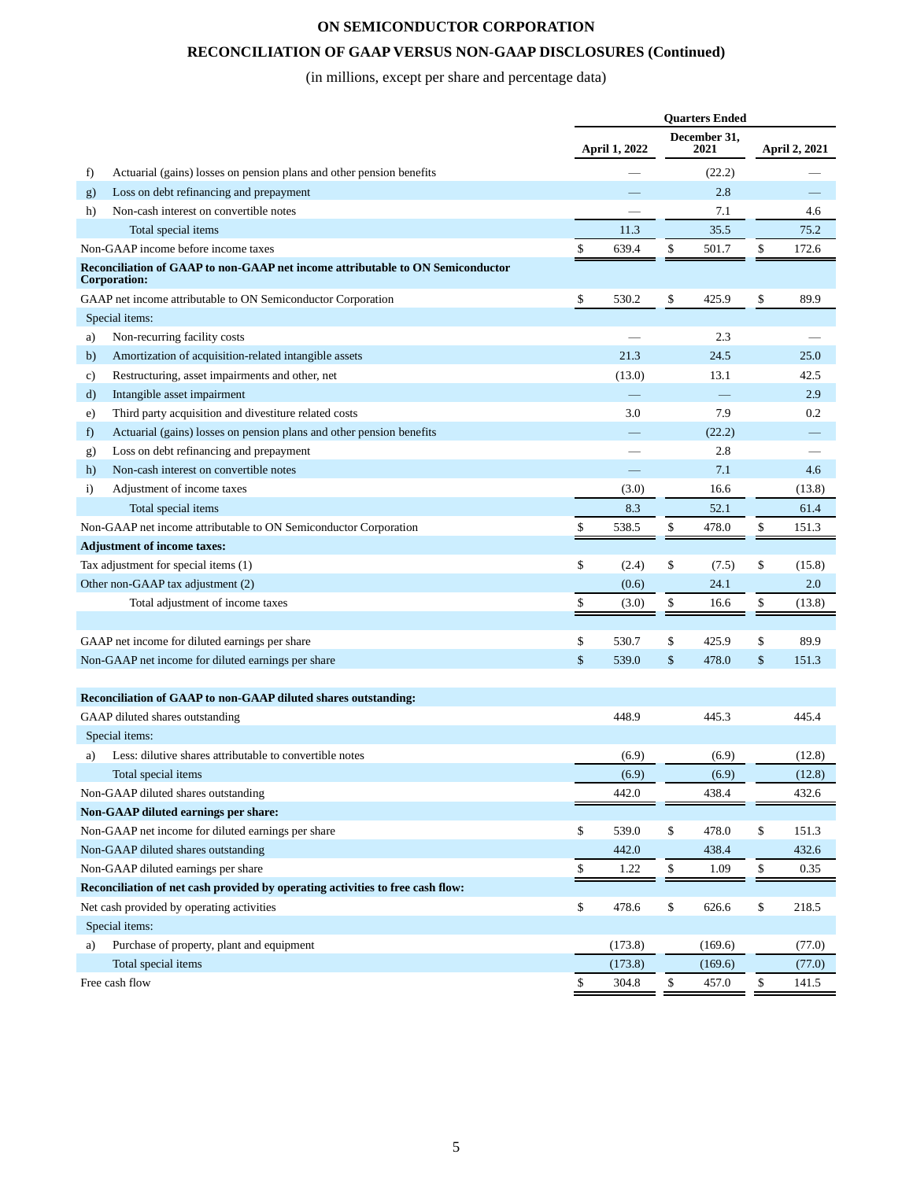# ON SEMICONDUCTOR CORPORATION

## RECONCILIATION OF GAAP VERSUS NON-GAAP DISCLOSURES (Continued)

(in millions, except per share and percentage data)

| | | Quarters Ended | | |
|---|---|---|---|---|
| | | April 1, 2022 | December 31, 2021 | April 2, 2021 |
| f) | Actuarial (gains) losses on pension plans and other pension benefits | — | (22.2) | — |
| g) | Loss on debt refinancing and prepayment | — | 2.8 | — |
| h) | Non-cash interest on convertible notes | — | 7.1 | 4.6 |
| | Total special items | 11.3 | 35.5 | 75.2 |
| Non-GAAP income before income taxes | | $ 639.4 | $ 501.7 | $ 172.6 |
| **Reconciliation of GAAP to non-GAAP net income attributable to ON Semiconductor Corporation:** | | | | |
| GAAP net income attributable to ON Semiconductor Corporation | | $ 530.2 | $ 425.9 | $ 89.9 |
| Special items: | | | | |
| a) | Non-recurring facility costs | — | 2.3 | — |
| b) | Amortization of acquisition-related intangible assets | 21.3 | 24.5 | 25.0 |
| c) | Restructuring, asset impairments and other, net | (13.0) | 13.1 | 42.5 |
| d) | Intangible asset impairment | — | — | 2.9 |
| e) | Third party acquisition and divestiture related costs | 3.0 | 7.9 | 0.2 |
| f) | Actuarial (gains) losses on pension plans and other pension benefits | — | (22.2) | — |
| g) | Loss on debt refinancing and prepayment | — | 2.8 | — |
| h) | Non-cash interest on convertible notes | — | 7.1 | 4.6 |
| i) | Adjustment of income taxes | (3.0) | 16.6 | (13.8) |
| | Total special items | 8.3 | 52.1 | 61.4 |
| Non-GAAP net income attributable to ON Semiconductor Corporation | | $ 538.5 | $ 478.0 | $ 151.3 |
| **Adjustment of income taxes:** | | | | |
| Tax adjustment for special items (1) | | $ (2.4) | $ (7.5) | $ (15.8) |
| Other non-GAAP tax adjustment (2) | | (0.6) | 24.1 | 2.0 |
| | Total adjustment of income taxes | $ (3.0) | $ 16.6 | $ (13.8) |
| | | | | |
| GAAP net income for diluted earnings per share | | $ 530.7 | $ 425.9 | $ 89.9 |
| Non-GAAP net income for diluted earnings per share | | $ 539.0 | $ 478.0 | $ 151.3 |
| | | | | |
| **Reconciliation of GAAP to non-GAAP diluted shares outstanding:** | | | | |
| GAAP diluted shares outstanding | | 448.9 | 445.3 | 445.4 |
| Special items: | | | | |
| a) | Less: dilutive shares attributable to convertible notes | (6.9) | (6.9) | (12.8) |
| | Total special items | (6.9) | (6.9) | (12.8) |
| Non-GAAP diluted shares outstanding | | 442.0 | 438.4 | 432.6 |
| **Non-GAAP diluted earnings per share:** | | | | |
| Non-GAAP net income for diluted earnings per share | | $ 539.0 | $ 478.0 | $ 151.3 |
| Non-GAAP diluted shares outstanding | | 442.0 | 438.4 | 432.6 |
| Non-GAAP diluted earnings per share | | $ 1.22 | $ 1.09 | $ 0.35 |
| **Reconciliation of net cash provided by operating activities to free cash flow:** | | | | |
| Net cash provided by operating activities | | $ 478.6 | $ 626.6 | $ 218.5 |
| Special items: | | | | |
| a) | Purchase of property, plant and equipment | (173.8) | (169.6) | (77.0) |
| | Total special items | (173.8) | (169.6) | (77.0) |
| Free cash flow | | $ 304.8 | $ 457.0 | $ 141.5 |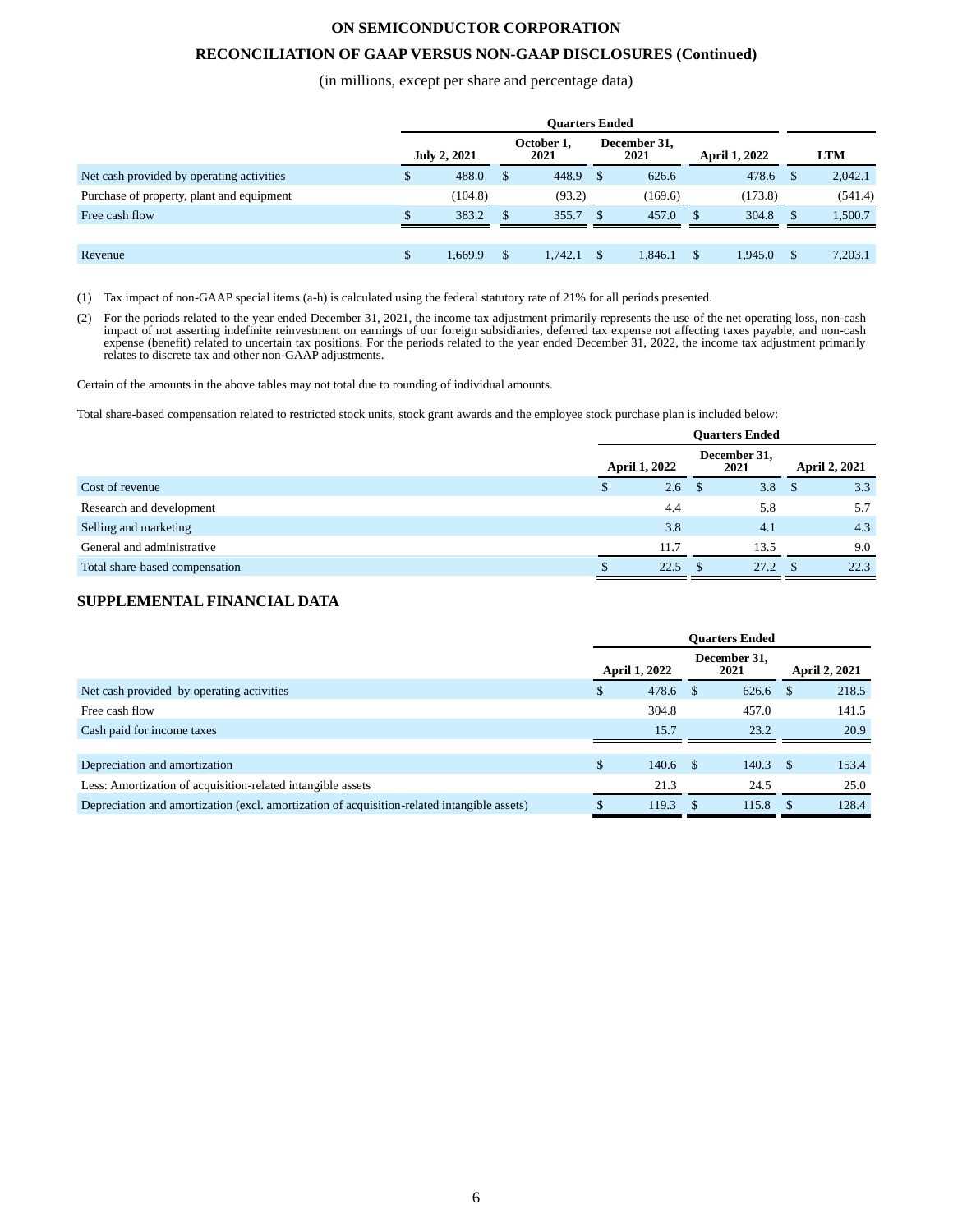**ON SEMICONDUCTOR CORPORATION**

**RECONCILIATION OF GAAP VERSUS NON-GAAP DISCLOSURES (Continued)**

(in millions, except per share and percentage data)

| | Quarters Ended | | | | |
|---|---|---|---|---|---|
| | July 2, 2021 | October 1, 2021 | December 31, 2021 | April 1, 2022 | LTM |
| Net cash provided by operating activities | $ 488.0 | $ 448.9 | $ 626.6 | 478.6 | $ 2,042.1 |
| Purchase of property, plant and equipment | (104.8) | (93.2) | (169.6) | (173.8) | (541.4) |
| Free cash flow | $ 383.2 | $ 355.7 | $ 457.0 | $ 304.8 | $ 1,500.7 |
| | | | | | |
| Revenue | $ 1,669.9 | $ 1,742.1 | $ 1,846.1 | $ 1,945.0 | $ 7,203.1 |

(1) Tax impact of non-GAAP special items (a-h) is calculated using the federal statutory rate of 21% for all periods presented.

(2) For the periods related to the year ended December 31, 2021, the income tax adjustment primarily represents the use of the net operating loss, non-cash impact of not asserting indefinite reinvestment on earnings of our foreign subsidiaries, deferred tax expense not affecting taxes payable, and non-cash expense (benefit) related to uncertain tax positions. For the periods related to the year ended December 31, 2022, the income tax adjustment primarily relates to discrete tax and other non-GAAP adjustments.

Certain of the amounts in the above tables may not total due to rounding of individual amounts.

Total share-based compensation related to restricted stock units, stock grant awards and the employee stock purchase plan is included below:

| | Quarters Ended | | |
|---|---|---|---|
| | April 1, 2022 | December 31, 2021 | April 2, 2021 |
| Cost of revenue | $ 2.6 | $ 3.8 | $ 3.3 |
| Research and development | 4.4 | 5.8 | 5.7 |
| Selling and marketing | 3.8 | 4.1 | 4.3 |
| General and administrative | 11.7 | 13.5 | 9.0 |
| Total share-based compensation | $ 22.5 | $ 27.2 | $ 22.3 |

## SUPPLEMENTAL FINANCIAL DATA

| | Quarters Ended | | |
|---|---|---|---|
| | April 1, 2022 | December 31, 2021 | April 2, 2021 |
| Net cash provided by operating activities | $ 478.6 | $ 626.6 | $ 218.5 |
| Free cash flow | 304.8 | 457.0 | 141.5 |
| Cash paid for income taxes | 15.7 | 23.2 | 20.9 |
| | | | |
| Depreciation and amortization | $ 140.6 | $ 140.3 | $ 153.4 |
| Less: Amortization of acquisition-related intangible assets | 21.3 | 24.5 | 25.0 |
| Depreciation and amortization (excl. amortization of acquisition-related intangible assets) | $ 119.3 | $ 115.8 | $ 128.4 |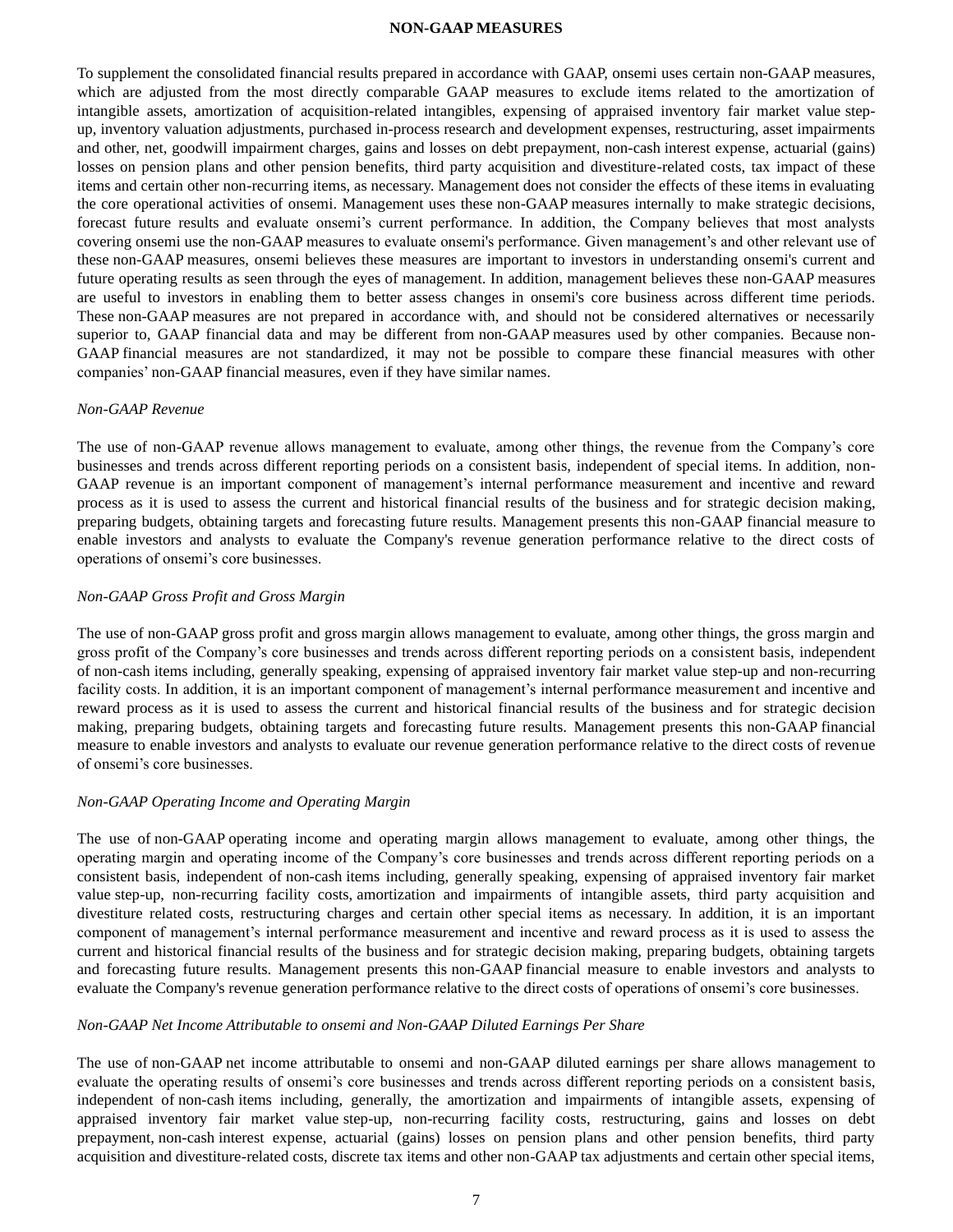## NON-GAAP MEASURES

To supplement the consolidated financial results prepared in accordance with GAAP, onsemi uses certain non-GAAP measures, which are adjusted from the most directly comparable GAAP measures to exclude items related to the amortization of intangible assets, amortization of acquisition-related intangibles, expensing of appraised inventory fair market value step-up, inventory valuation adjustments, purchased in-process research and development expenses, restructuring, asset impairments and other, net, goodwill impairment charges, gains and losses on debt prepayment, non-cash interest expense, actuarial (gains) losses on pension plans and other pension benefits, third party acquisition and divestiture-related costs, tax impact of these items and certain other non-recurring items, as necessary. Management does not consider the effects of these items in evaluating the core operational activities of onsemi. Management uses these non-GAAP measures internally to make strategic decisions, forecast future results and evaluate onsemi's current performance. In addition, the Company believes that most analysts covering onsemi use the non-GAAP measures to evaluate onsemi's performance. Given management's and other relevant use of these non-GAAP measures, onsemi believes these measures are important to investors in understanding onsemi's current and future operating results as seen through the eyes of management. In addition, management believes these non-GAAP measures are useful to investors in enabling them to better assess changes in onsemi's core business across different time periods. These non-GAAP measures are not prepared in accordance with, and should not be considered alternatives or necessarily superior to, GAAP financial data and may be different from non-GAAP measures used by other companies. Because non-GAAP financial measures are not standardized, it may not be possible to compare these financial measures with other companies' non-GAAP financial measures, even if they have similar names.

*Non-GAAP Revenue*

The use of non-GAAP revenue allows management to evaluate, among other things, the revenue from the Company's core businesses and trends across different reporting periods on a consistent basis, independent of special items. In addition, non-GAAP revenue is an important component of management's internal performance measurement and incentive and reward process as it is used to assess the current and historical financial results of the business and for strategic decision making, preparing budgets, obtaining targets and forecasting future results. Management presents this non-GAAP financial measure to enable investors and analysts to evaluate the Company's revenue generation performance relative to the direct costs of operations of onsemi's core businesses.

*Non-GAAP Gross Profit and Gross Margin*

The use of non-GAAP gross profit and gross margin allows management to evaluate, among other things, the gross margin and gross profit of the Company's core businesses and trends across different reporting periods on a consistent basis, independent of non-cash items including, generally speaking, expensing of appraised inventory fair market value step-up and non-recurring facility costs. In addition, it is an important component of management's internal performance measurement and incentive and reward process as it is used to assess the current and historical financial results of the business and for strategic decision making, preparing budgets, obtaining targets and forecasting future results. Management presents this non-GAAP financial measure to enable investors and analysts to evaluate our revenue generation performance relative to the direct costs of revenue of onsemi's core businesses.

*Non-GAAP Operating Income and Operating Margin*

The use of non-GAAP operating income and operating margin allows management to evaluate, among other things, the operating margin and operating income of the Company's core businesses and trends across different reporting periods on a consistent basis, independent of non-cash items including, generally speaking, expensing of appraised inventory fair market value step-up, non-recurring facility costs, amortization and impairments of intangible assets, third party acquisition and divestiture related costs, restructuring charges and certain other special items as necessary. In addition, it is an important component of management's internal performance measurement and incentive and reward process as it is used to assess the current and historical financial results of the business and for strategic decision making, preparing budgets, obtaining targets and forecasting future results. Management presents this non-GAAP financial measure to enable investors and analysts to evaluate the Company's revenue generation performance relative to the direct costs of operations of onsemi's core businesses.

*Non-GAAP Net Income Attributable to onsemi and Non-GAAP Diluted Earnings Per Share*

The use of non-GAAP net income attributable to onsemi and non-GAAP diluted earnings per share allows management to evaluate the operating results of onsemi's core businesses and trends across different reporting periods on a consistent basis, independent of non-cash items including, generally, the amortization and impairments of intangible assets, expensing of appraised inventory fair market value step-up, non-recurring facility costs, restructuring, gains and losses on debt prepayment, non-cash interest expense, actuarial (gains) losses on pension plans and other pension benefits, third party acquisition and divestiture-related costs, discrete tax items and other non-GAAP tax adjustments and certain other special items,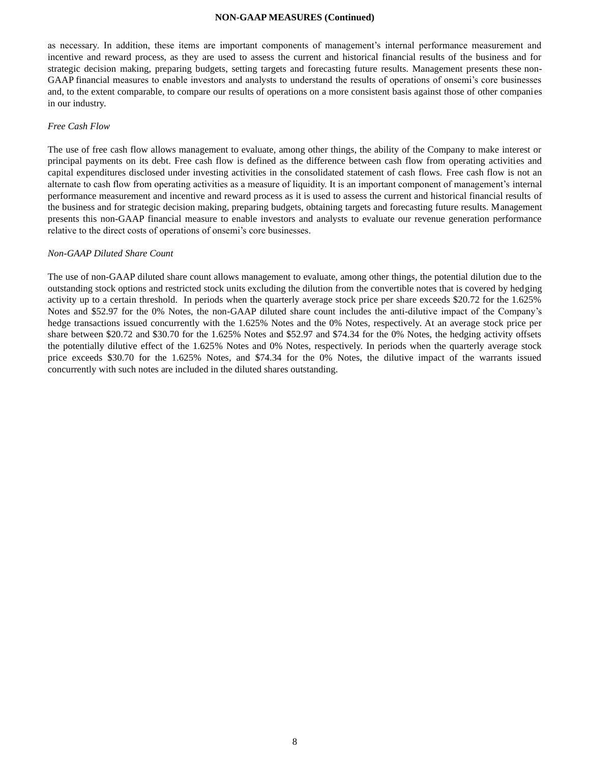as necessary. In addition, these items are important components of management's internal performance measurement and incentive and reward process, as they are used to assess the current and historical financial results of the business and for strategic decision making, preparing budgets, setting targets and forecasting future results. Management presents these non-GAAP financial measures to enable investors and analysts to understand the results of operations of onsemi's core businesses and, to the extent comparable, to compare our results of operations on a more consistent basis against those of other companies in our industry.

*Free Cash Flow*

The use of free cash flow allows management to evaluate, among other things, the ability of the Company to make interest or principal payments on its debt. Free cash flow is defined as the difference between cash flow from operating activities and capital expenditures disclosed under investing activities in the consolidated statement of cash flows. Free cash flow is not an alternate to cash flow from operating activities as a measure of liquidity. It is an important component of management's internal performance measurement and incentive and reward process as it is used to assess the current and historical financial results of the business and for strategic decision making, preparing budgets, obtaining targets and forecasting future results. Management presents this non-GAAP financial measure to enable investors and analysts to evaluate our revenue generation performance relative to the direct costs of operations of onsemi's core businesses.

*Non-GAAP Diluted Share Count*

The use of non-GAAP diluted share count allows management to evaluate, among other things, the potential dilution due to the outstanding stock options and restricted stock units excluding the dilution from the convertible notes that is covered by hedging activity up to a certain threshold. In periods when the quarterly average stock price per share exceeds $20.72 for the 1.625% Notes and $52.97 for the 0% Notes, the non-GAAP diluted share count includes the anti-dilutive impact of the Company's hedge transactions issued concurrently with the 1.625% Notes and the 0% Notes, respectively. At an average stock price per share between $20.72 and $30.70 for the 1.625% Notes and $52.97 and $74.34 for the 0% Notes, the hedging activity offsets the potentially dilutive effect of the 1.625% Notes and 0% Notes, respectively. In periods when the quarterly average stock price exceeds $30.70 for the 1.625% Notes, and $74.34 for the 0% Notes, the dilutive impact of the warrants issued concurrently with such notes are included in the diluted shares outstanding.